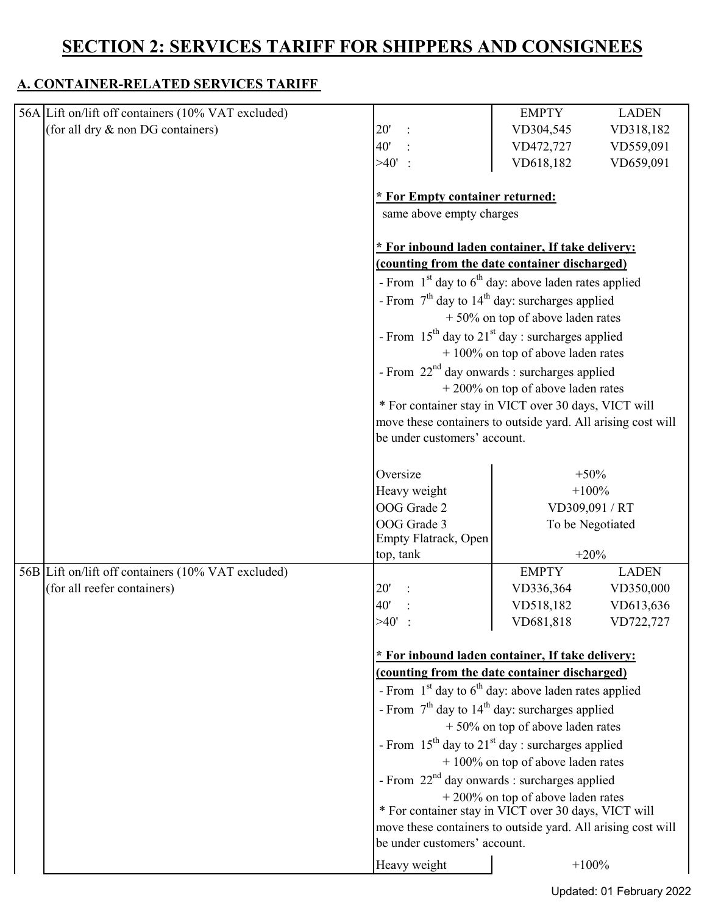# SECTION 2: SERVICES TARIFF FOR SHIPPERS AND CONSIGNEES

## A. CONTAINER-RELATED SERVICES TARIFF

| | | | | |
|---|---|---|---|---|
| 56A | Lift on/lift off containers (10% VAT excluded) (for all dry & non DG containers) | | EMPTY | LADEN |
| | | 20' : | VD304,545 | VD318,182 |
| | | 40' : | VD472,727 | VD559,091 |
| | | >40' : | VD618,182 | VD659,091 |
| | | **\* For Empty container returned:** same above empty charges | | |
| | | **\* For inbound laden container, If take delivery: (counting from the date container discharged)** | | |
| | | - From 1st day to 6th day: above laden rates applied | | |
| | | - From 7th day to 14th day: surcharges applied + 50% on top of above laden rates | | |
| | | - From 15th day to 21st day : surcharges applied + 100% on top of above laden rates | | |
| | | - From 22nd day onwards : surcharges applied + 200% on top of above laden rates | | |
| | | \* For container stay in VICT over 30 days, VICT will move these containers to outside yard. All arising cost will be under customers' account. | | |
| | | Oversize | +50% | |
| | | Heavy weight | +100% | |
| | | OOG Grade 2 | VD309,091 / RT | |
| | | OOG Grade 3 | To be Negotiated | |
| | | Empty Flatrack, Open top, tank | +20% | |
| 56B | Lift on/lift off containers (10% VAT excluded) (for all reefer containers) | | EMPTY | LADEN |
| | | 20' : | VD336,364 | VD350,000 |
| | | 40' : | VD518,182 | VD613,636 |
| | | >40' : | VD681,818 | VD722,727 |
| | | **\* For inbound laden container, If take delivery: (counting from the date container discharged)** | | |
| | | - From 1st day to 6th day: above laden rates applied | | |
| | | - From 7th day to 14th day: surcharges applied + 50% on top of above laden rates | | |
| | | - From 15th day to 21st day : surcharges applied + 100% on top of above laden rates | | |
| | | - From 22nd day onwards : surcharges applied + 200% on top of above laden rates | | |
| | | \* For container stay in VICT over 30 days, VICT will move these containers to outside yard. All arising cost will be under customers' account. | | |
| | | Heavy weight | +100% | |

Updated: 01 February 2022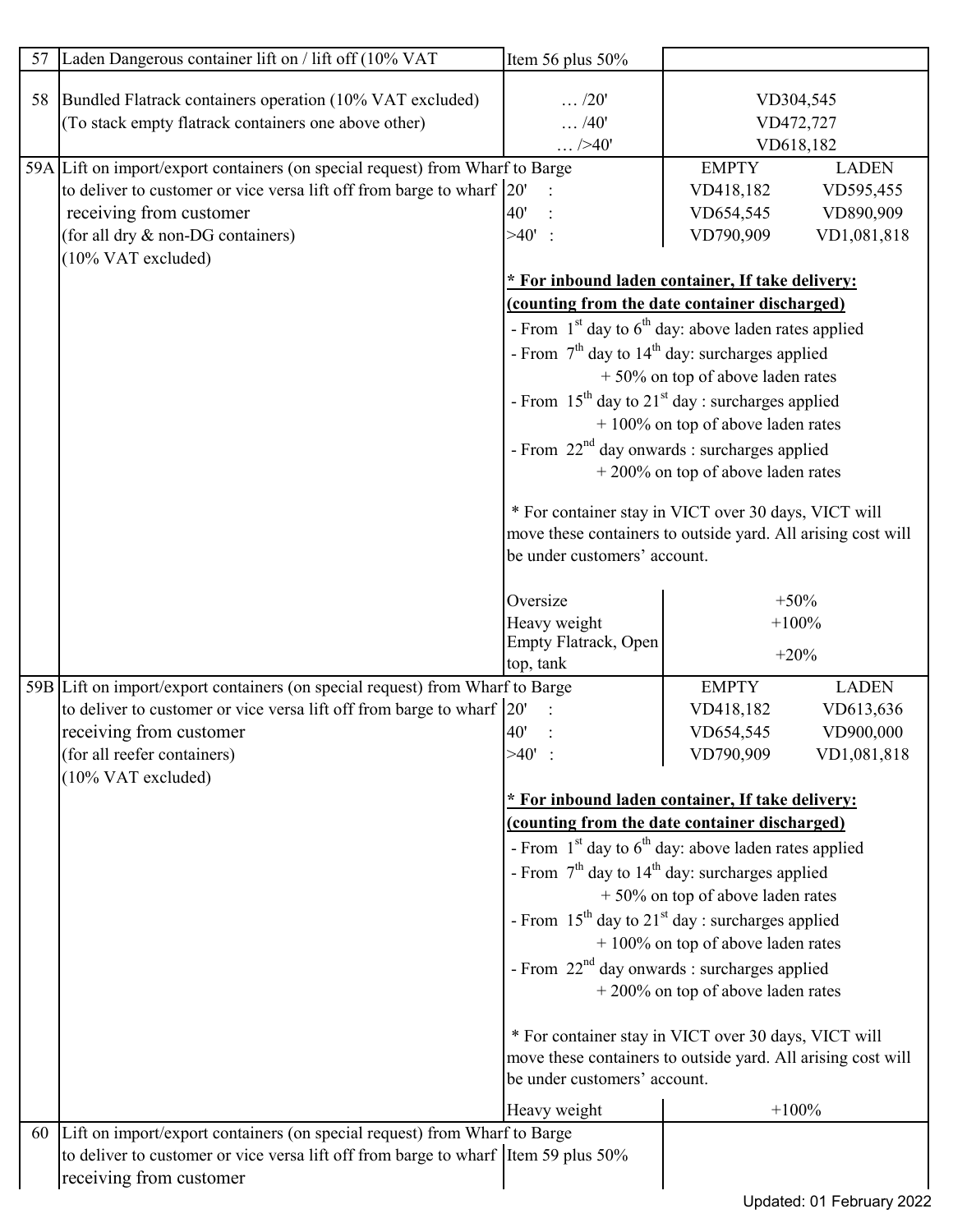| | | | | |
|---|---|---|---|---|
| 57 | Laden Dangerous container lift on / lift off (10% VAT | Item 56 plus 50% | | |
| 58 | Bundled Flatrack containers operation (10% VAT excluded)<br>(To stack empty flatrack containers one above other) | … /20'<br>… /40'<br>… />40' | VD304,545<br>VD472,727<br>VD618,182 | |
| 59A | Lift on import/export containers (on special request) from Wharf to Barge to deliver to customer or vice versa lift off from barge to wharf receiving from customer<br>(for all dry & non-DG containers)<br>(10% VAT excluded) | | EMPTY | LADEN |
| | | 20' : | VD418,182 | VD595,455 |
| | | 40' : | VD654,545 | VD890,909 |
| | | >40' : | VD790,909 | VD1,081,818 |
| | | **\* For inbound laden container, If take delivery: (counting from the date container discharged)**<br>- From 1st day to 6th day: above laden rates applied<br>- From 7th day to 14th day: surcharges applied + 50% on top of above laden rates<br>- From 15th day to 21st day : surcharges applied + 100% on top of above laden rates<br>- From 22nd day onwards : surcharges applied + 200% on top of above laden rates<br><br>\* For container stay in VICT over 30 days, VICT will move these containers to outside yard. All arising cost will be under customers' account. | | |
| | | Oversize | +50% | |
| | | Heavy weight | +100% | |
| | | Empty Flatrack, Open top, tank | +20% | |
| 59B | Lift on import/export containers (on special request) from Wharf to Barge to deliver to customer or vice versa lift off from barge to wharf receiving from customer<br>(for all reefer containers)<br>(10% VAT excluded) | | EMPTY | LADEN |
| | | 20' : | VD418,182 | VD613,636 |
| | | 40' : | VD654,545 | VD900,000 |
| | | >40' : | VD790,909 | VD1,081,818 |
| | | **\* For inbound laden container, If take delivery: (counting from the date container discharged)**<br>- From 1st day to 6th day: above laden rates applied<br>- From 7th day to 14th day: surcharges applied + 50% on top of above laden rates<br>- From 15th day to 21st day : surcharges applied + 100% on top of above laden rates<br>- From 22nd day onwards : surcharges applied + 200% on top of above laden rates<br><br>\* For container stay in VICT over 30 days, VICT will move these containers to outside yard. All arising cost will be under customers' account. | | |
| | | Heavy weight | +100% | |
| 60 | Lift on import/export containers (on special request) from Wharf to Barge to deliver to customer or vice versa lift off from barge to wharf receiving from customer | Item 59 plus 50% | | |

Updated: 01 February 2022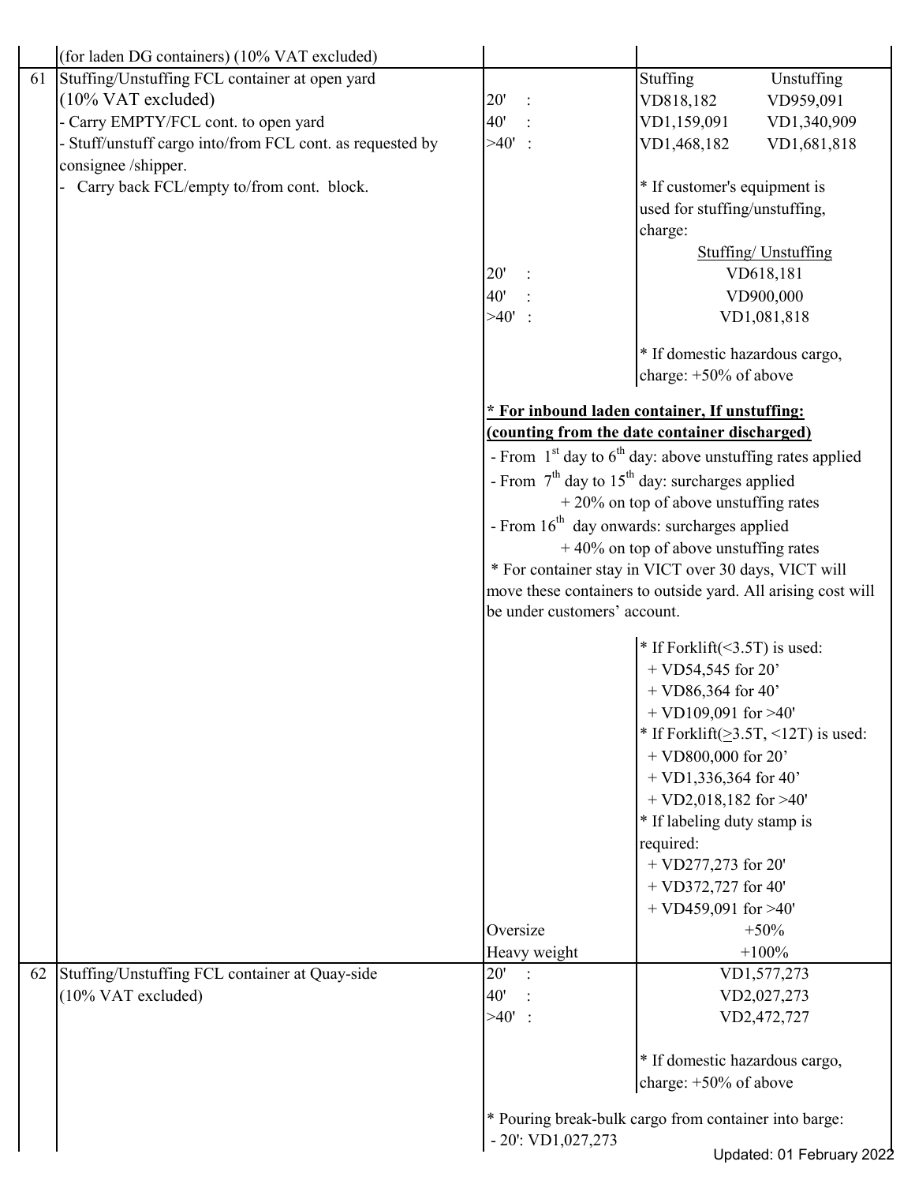| | | | |
|---|---|---|---|
| | (for laden DG containers) (10% VAT excluded) | | |
| 61 | Stuffing/Unstuffing FCL container at open yard (10% VAT excluded)<br>- Carry EMPTY/FCL cont. to open yard<br>- Stuff/unstuff cargo into/from FCL cont. as requested by consignee /shipper.<br>- Carry back FCL/empty to/from cont. block. | <br>20' :<br>40' :<br>>40' : | Stuffing Unstuffing<br>VD818,182 VD959,091<br>VD1,159,091 VD1,340,909<br>VD1,468,182 VD1,681,818 |
| | | | * If customer's equipment is used for stuffing/unstuffing, charge:<br>Stuffing/ Unstuffing |
| | | 20' :<br>40' :<br>>40' : | VD618,181<br>VD900,000<br>VD1,081,818 |
| | | | * If domestic hazardous cargo, charge: +50% of above |
| | | **\* For inbound laden container, If unstuffing: (counting from the date container discharged)**<br>- From 1st day to 6th day: above unstuffing rates applied<br>- From 7th day to 15th day: surcharges applied + 20% on top of above unstuffing rates<br>- From 16th day onwards: surcharges applied + 40% on top of above unstuffing rates<br>* For container stay in VICT over 30 days, VICT will move these containers to outside yard. All arising cost will be under customers' account. | |
| | | | * If Forklift(<3.5T) is used:<br>+ VD54,545 for 20'<br>+ VD86,364 for 40'<br>+ VD109,091 for >40'<br>* If Forklift(≥3.5T, <12T) is used:<br>+ VD800,000 for 20'<br>+ VD1,336,364 for 40'<br>+ VD2,018,182 for >40'<br>* If labeling duty stamp is required:<br>+ VD277,273 for 20'<br>+ VD372,727 for 40'<br>+ VD459,091 for >40' |
| | | Oversize | +50% |
| | | Heavy weight | +100% |
| 62 | Stuffing/Unstuffing FCL container at Quay-side (10% VAT excluded) | 20' :<br>40' :<br>>40' : | VD1,577,273<br>VD2,027,273<br>VD2,472,727 |
| | | | * If domestic hazardous cargo, charge: +50% of above |
| | | * Pouring break-bulk cargo from container into barge:<br>- 20': VD1,027,273 | |

Updated: 01 February 2022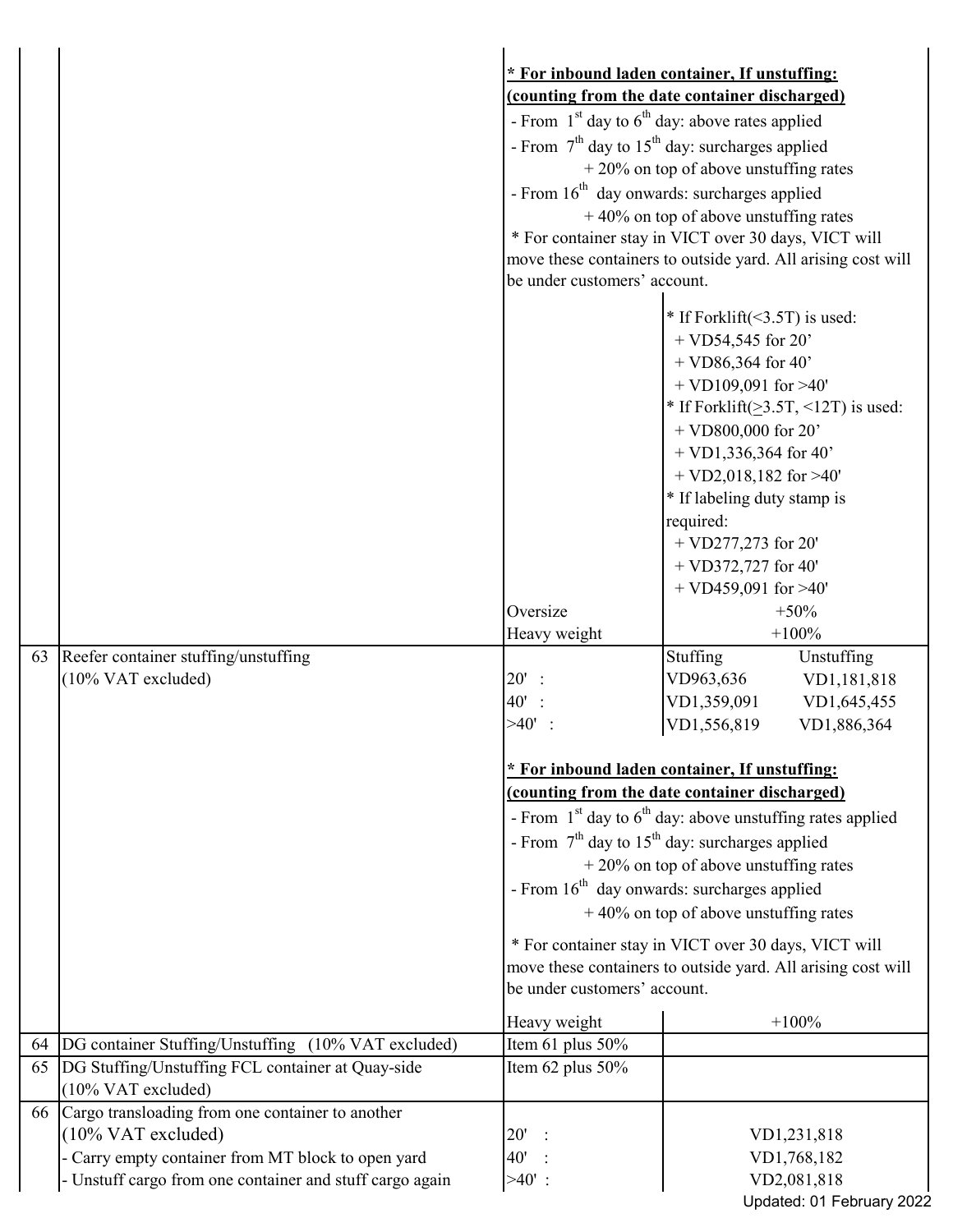| | | | |
|---|---|---|---|
| | | **\* For inbound laden container, If unstuffing: (counting from the date container discharged)**<br>- From 1st day to 6th day: above rates applied<br>- From 7th day to 15th day: surcharges applied + 20% on top of above unstuffing rates<br>- From 16th day onwards: surcharges applied + 40% on top of above unstuffing rates<br>\* For container stay in VICT over 30 days, VICT will move these containers to outside yard. All arising cost will be under customers' account. | |
| | | | \* If Forklift(<3.5T) is used:<br>+ VD54,545 for 20'<br>+ VD86,364 for 40'<br>+ VD109,091 for >40'<br>\* If Forklift(≥3.5T, <12T) is used:<br>+ VD800,000 for 20'<br>+ VD1,336,364 for 40'<br>+ VD2,018,182 for >40'<br>\* If labeling duty stamp is required:<br>+ VD277,273 for 20'<br>+ VD372,727 for 40'<br>+ VD459,091 for >40' |
| | | Oversize | +50% |
| | | Heavy weight | +100% |
| 63 | Reefer container stuffing/unstuffing (10% VAT excluded) | | Stuffing / Unstuffing |
| | | 20' : | VD963,636 / VD1,181,818 |
| | | 40' : | VD1,359,091 / VD1,645,455 |
| | | >40' : | VD1,556,819 / VD1,886,364 |
| | | **\* For inbound laden container, If unstuffing: (counting from the date container discharged)**<br>- From 1st day to 6th day: above unstuffing rates applied<br>- From 7th day to 15th day: surcharges applied + 20% on top of above unstuffing rates<br>- From 16th day onwards: surcharges applied + 40% on top of above unstuffing rates<br>\* For container stay in VICT over 30 days, VICT will move these containers to outside yard. All arising cost will be under customers' account. | |
| | | Heavy weight | +100% |
| 64 | DG container Stuffing/Unstuffing (10% VAT excluded) | Item 61 plus 50% | |
| 65 | DG Stuffing/Unstuffing FCL container at Quay-side (10% VAT excluded) | Item 62 plus 50% | |
| 66 | Cargo transloading from one container to another (10% VAT excluded)<br>- Carry empty container from MT block to open yard<br>- Unstuff cargo from one container and stuff cargo again | 20' :<br>40' :<br>>40' : | VD1,231,818<br>VD1,768,182<br>VD2,081,818 |

Updated: 01 February 2022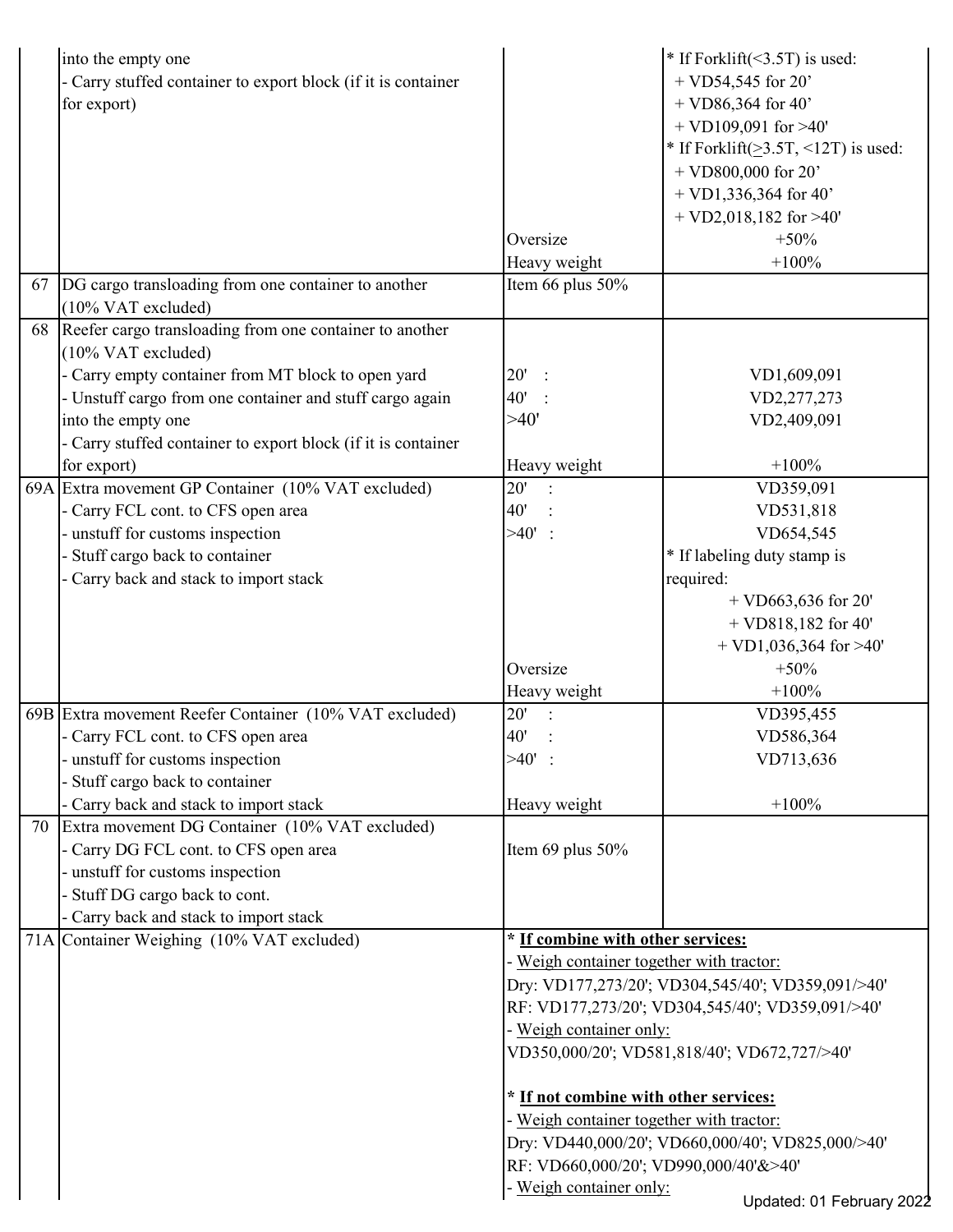| | | | |
|---|---|---|---|
| | into the empty one<br>- Carry stuffed container to export block (if it is container for export) | | * If Forklift(<3.5T) is used:<br>+ VD54,545 for 20’<br>+ VD86,364 for 40’<br>+ VD109,091 for >40'<br>* If Forklift(≥3.5T, <12T) is used:<br>+ VD800,000 for 20’<br>+ VD1,336,364 for 40’<br>+ VD2,018,182 for >40' |
| | | Oversize | +50% |
| | | Heavy weight | +100% |
| 67 | DG cargo transloading from one container to another (10% VAT excluded) | Item 66 plus 50% | |
| 68 | Reefer cargo transloading from one container to another (10% VAT excluded)<br>- Carry empty container from MT block to open yard<br>- Unstuff cargo from one container and stuff cargo again into the empty one<br>- Carry stuffed container to export block (if it is container for export) | 20' :<br>40' :<br>>40' | VD1,609,091<br>VD2,277,273<br>VD2,409,091 |
| | | Heavy weight | +100% |
| 69A | Extra movement GP Container (10% VAT excluded)<br>- Carry FCL cont. to CFS open area<br>- unstuff for customs inspection<br>- Stuff cargo back to container<br>- Carry back and stack to import stack | 20' :<br>40' :<br>>40' : | VD359,091<br>VD531,818<br>VD654,545<br>* If labeling duty stamp is required:<br>+ VD663,636 for 20'<br>+ VD818,182 for 40'<br>+ VD1,036,364 for >40' |
| | | Oversize | +50% |
| | | Heavy weight | +100% |
| 69B | Extra movement Reefer Container (10% VAT excluded)<br>- Carry FCL cont. to CFS open area<br>- unstuff for customs inspection<br>- Stuff cargo back to container<br>- Carry back and stack to import stack | 20' :<br>40' :<br>>40' : | VD395,455<br>VD586,364<br>VD713,636 |
| | | Heavy weight | +100% |
| 70 | Extra movement DG Container (10% VAT excluded)<br>- Carry DG FCL cont. to CFS open area<br>- unstuff for customs inspection<br>- Stuff DG cargo back to cont.<br>- Carry back and stack to import stack | Item 69 plus 50% | |
| 71A | Container Weighing (10% VAT excluded) | **\* If combine with other services:**<br>- Weigh container together with tractor:<br>Dry: VD177,273/20'; VD304,545/40'; VD359,091/>40'<br>RF: VD177,273/20'; VD304,545/40'; VD359,091/>40'<br>- Weigh container only:<br>VD350,000/20'; VD581,818/40'; VD672,727/>40'<br><br>**\* If not combine with other services:**<br>- Weigh container together with tractor:<br>Dry: VD440,000/20'; VD660,000/40'; VD825,000/>40'<br>RF: VD660,000/20'; VD990,000/40'&>40'<br>- Weigh container only: | |

Updated: 01 February 2022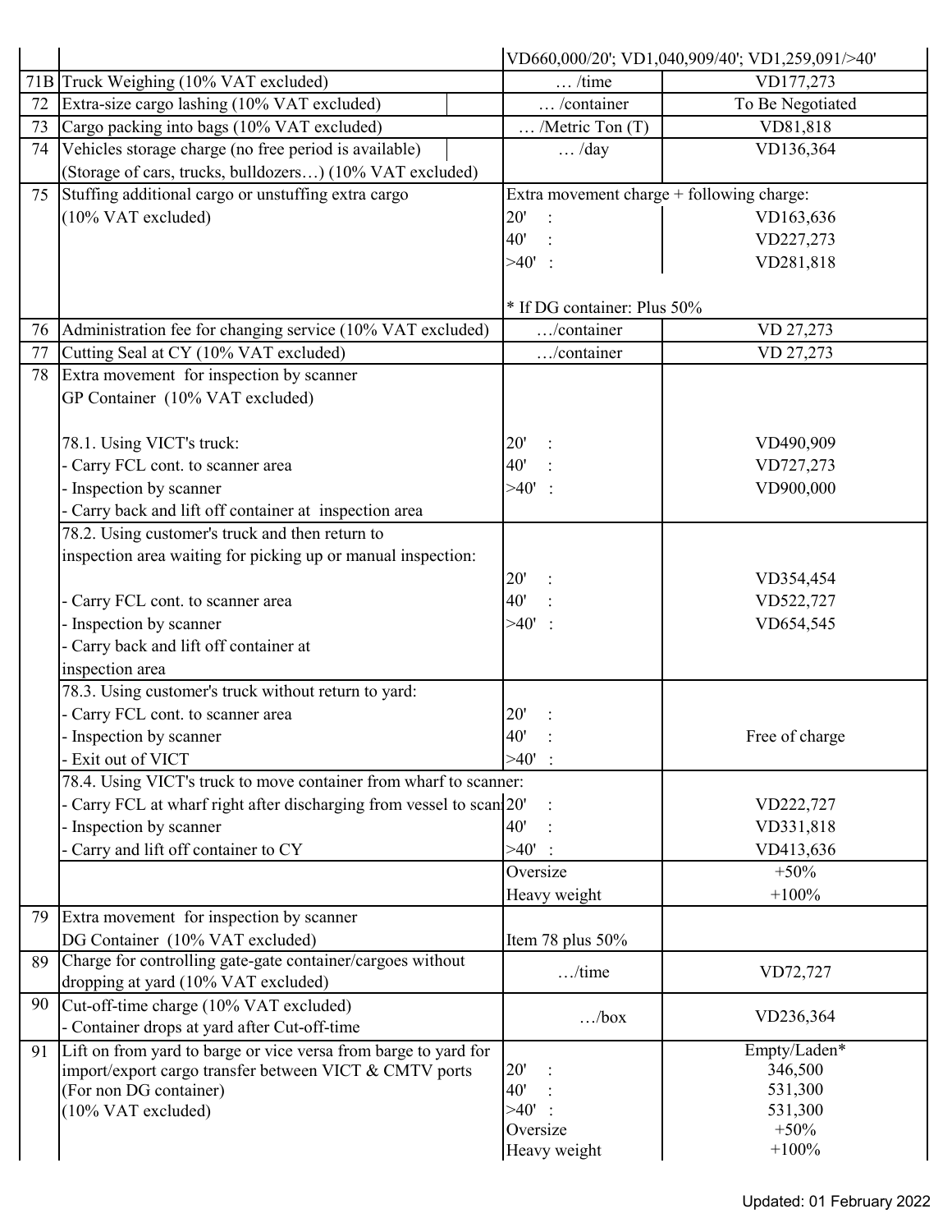| | | | |
|---|---|---|---|
| | | VD660,000/20'; VD1,040,909/40'; VD1,259,091/>40' | |
| 71B | Truck Weighing (10% VAT excluded) | … /time | VD177,273 |
| 72 | Extra-size cargo lashing (10% VAT excluded) | … /container | To Be Negotiated |
| 73 | Cargo packing into bags (10% VAT excluded) | … /Metric Ton (T) | VD81,818 |
| 74 | Vehicles storage charge (no free period is available) (Storage of cars, trucks, bulldozers…) (10% VAT excluded) | … /day | VD136,364 |
| 75 | Stuffing additional cargo or unstuffing extra cargo (10% VAT excluded) | Extra movement charge + following charge: | |
| | | 20' : | VD163,636 |
| | | 40' : | VD227,273 |
| | | >40' : | VD281,818 |
| | | * If DG container: Plus 50% | |
| 76 | Administration fee for changing service (10% VAT excluded) | …/container | VD 27,273 |
| 77 | Cutting Seal at CY (10% VAT excluded) | …/container | VD 27,273 |
| 78 | Extra movement for inspection by scanner GP Container (10% VAT excluded) | | |
| | 78.1. Using VICT's truck: - Carry FCL cont. to scanner area - Inspection by scanner - Carry back and lift off container at inspection area | 20' : | VD490,909 |
| | | 40' : | VD727,273 |
| | | >40' : | VD900,000 |
| | 78.2. Using customer's truck and then return to inspection area waiting for picking up or manual inspection: - Carry FCL cont. to scanner area - Inspection by scanner - Carry back and lift off container at inspection area | 20' : | VD354,454 |
| | | 40' : | VD522,727 |
| | | >40' : | VD654,545 |
| | 78.3. Using customer's truck without return to yard: - Carry FCL cont. to scanner area - Inspection by scanner - Exit out of VICT | 20' : 40' : >40' : | Free of charge |
| | 78.4. Using VICT's truck to move container from wharf to scanner: - Carry FCL at wharf right after discharging from vessel to scanner - Inspection by scanner - Carry and lift off container to CY | 20' : | VD222,727 |
| | | 40' : | VD331,818 |
| | | >40' : | VD413,636 |
| | | Oversize | +50% |
| | | Heavy weight | +100% |
| 79 | Extra movement for inspection by scanner DG Container (10% VAT excluded) | Item 78 plus 50% | |
| 89 | Charge for controlling gate-gate container/cargoes without dropping at yard (10% VAT excluded) | …/time | VD72,727 |
| 90 | Cut-off-time charge (10% VAT excluded) - Container drops at yard after Cut-off-time | …/box | VD236,364 |
| 91 | Lift on from yard to barge or vice versa from barge to yard for import/export cargo transfer between VICT & CMTV ports (For non DG container) (10% VAT excluded) | | Empty/Laden* |
| | | 20' : | 346,500 |
| | | 40' : | 531,300 |
| | | >40' : | 531,300 |
| | | Oversize | +50% |
| | | Heavy weight | +100% |

Updated: 01 February 2022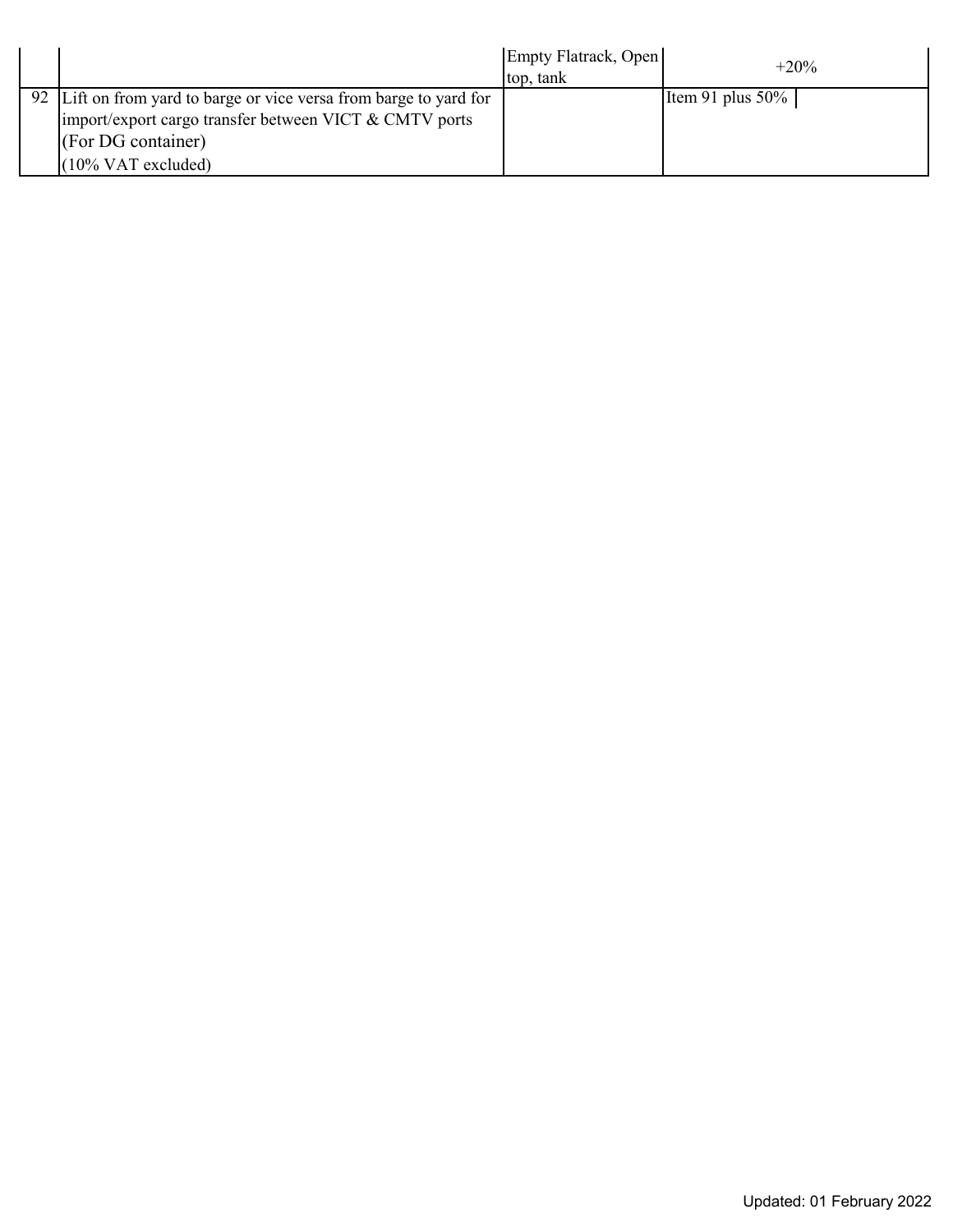| | | | |
|---|---|---|---|
| | | Empty Flatrack, Open top, tank | +20% |
| 92 | Lift on from yard to barge or vice versa from barge to yard for import/export cargo transfer between VICT & CMTV ports (For DG container) (10% VAT excluded) | | Item 91 plus 50% |

Updated: 01 February 2022